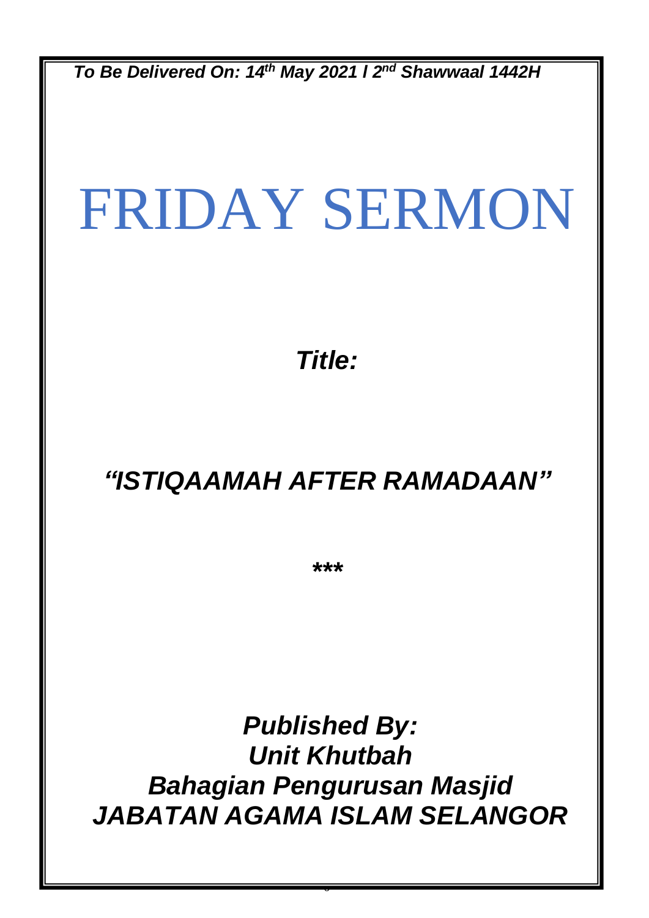*To Be Delivered On: 14th May 2021 | 2nd Shawwaal 1442H*

# FRIDAY SERMON

***Title:***

## ***"ISTIQAAMAH AFTER RAMADAAN"***

*****

***Published By:***
***Unit Khutbah***
***Bahagian Pengurusan Masjid***
***JABATAN AGAMA ISLAM SELANGOR***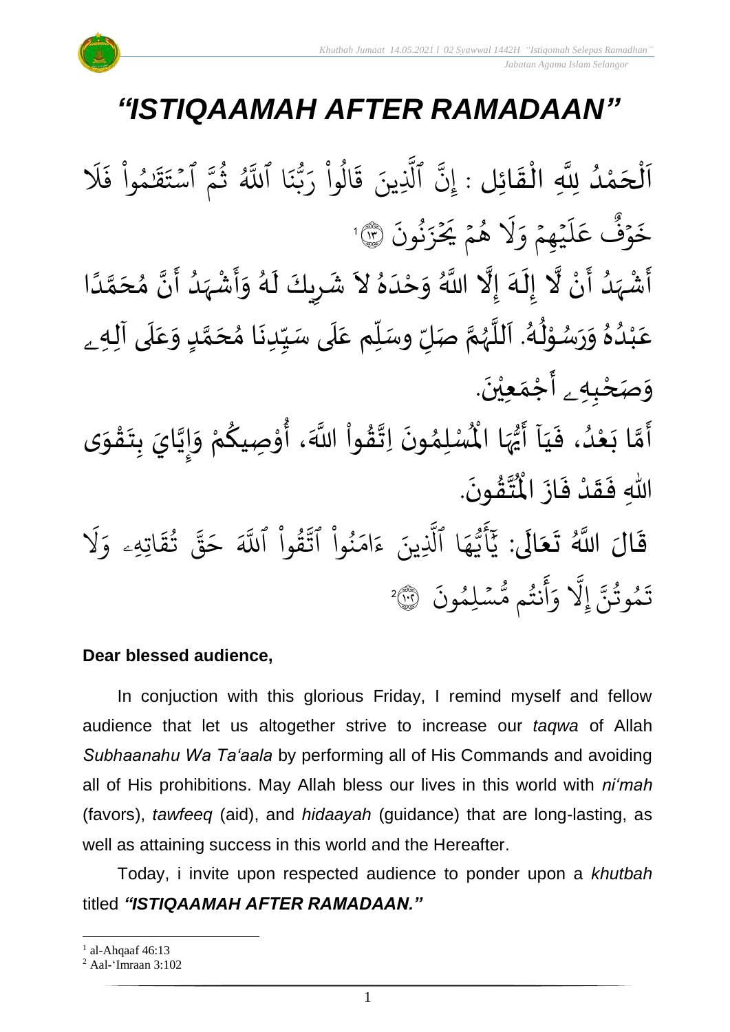# *"ISTIQAAMAH AFTER RAMADAAN"*

اَلْحَمْدُ لِلَّهِ الْقَائِلِ : إِنَّ ٱلَّذِينَ قَالُواْ رَبُّنَا ٱللَّهُ ثُمَّ ٱسْتَقَـٰمُواْ فَلَا خَوْفٌ عَلَيْهِمْ وَلَا هُمْ يَحْزَنُونَ ۝١٣[1]

أَشْهَدُ أَنْ لَّا إِلَهَ إِلَّا اللَّهُ وَحْدَهُ لاَ شَرِيكَ لَهُ وَأَشْهَدُ أَنَّ مُحَمَّدًا عَبْدُهُ وَرَسُوْلُهُ. اَللَّهُمَّ صَلِّ وسَلِّم عَلَى سَيِّدِنَا مُحَمَّدٍ وَعَلَى آلِهِۦ وَصَحْبِهِۦ أَجْمَعِيْنَ.

أَمَّا بَعْدُ، فَيَا أَيُّهَا الْمُسْلِمُونَ اِتَّقُواْ اللَّهَ، أُوْصِيكُمْ وَإِيَّايَ بِتَقْوَى اللّٰهِ فَقَدْ فَازَ الْمُتَّقُونَ.

قَالَ اللَّهُ تَعَالَى: يَـٰٓأَيُّهَا ٱلَّذِينَ ءَامَنُواْ ٱتَّقُواْ ٱللَّهَ حَقَّ تُقَاتِهِۦ وَلَا تَمُوتُنَّ إِلَّا وَأَنتُم مُّسْلِمُونَ ۝١٠٢[2]

**Dear blessed audience,**

In conjuction with this glorious Friday, I remind myself and fellow audience that let us altogether strive to increase our *taqwa* of Allah *Subhaanahu Wa Ta'aala* by performing all of His Commands and avoiding all of His prohibitions. May Allah bless our lives in this world with *ni'mah* (favors), *tawfeeq* (aid), and *hidaayah* (guidance) that are long-lasting, as well as attaining success in this world and the Hereafter.

Today, i invite upon respected audience to ponder upon a *khutbah* titled ***"ISTIQAAMAH AFTER RAMADAAN."***

---

[1] al-Ahqaaf 46:13

[2] Aal-'Imraan 3:102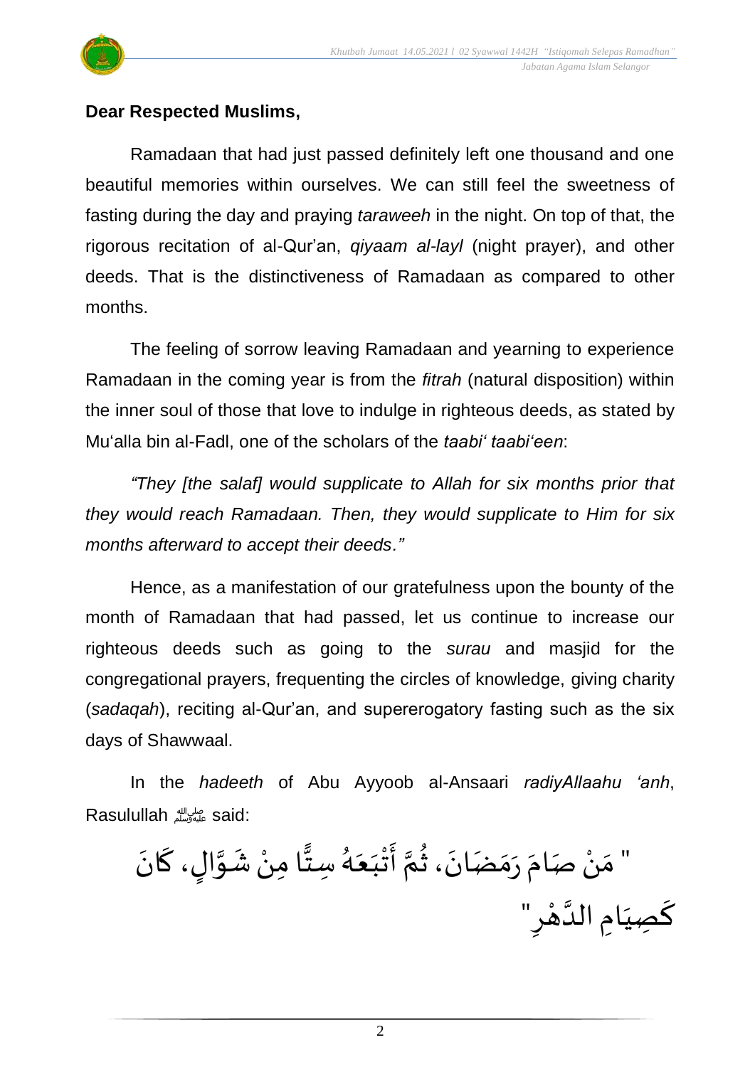**Dear Respected Muslims,**

Ramadaan that had just passed definitely left one thousand and one beautiful memories within ourselves. We can still feel the sweetness of fasting during the day and praying *taraweeh* in the night. On top of that, the rigorous recitation of al-Qur'an, *qiyaam al-layl* (night prayer), and other deeds. That is the distinctiveness of Ramadaan as compared to other months.

The feeling of sorrow leaving Ramadaan and yearning to experience Ramadaan in the coming year is from the *fitrah* (natural disposition) within the inner soul of those that love to indulge in righteous deeds, as stated by Mu'alla bin al-Fadl, one of the scholars of the *taabi' taabi'een*:

*"They [the salaf] would supplicate to Allah for six months prior that they would reach Ramadaan. Then, they would supplicate to Him for six months afterward to accept their deeds."*

Hence, as a manifestation of our gratefulness upon the bounty of the month of Ramadaan that had passed, let us continue to increase our righteous deeds such as going to the *surau* and masjid for the congregational prayers, frequenting the circles of knowledge, giving charity (*sadaqah*), reciting al-Qur'an, and supererogatory fasting such as the six days of Shawwaal.

In the *hadeeth* of Abu Ayyoob al-Ansaari *radiyAllaahu 'anh*, Rasulullah ﷺ said:

" مَنْ صَامَ رَمَضَانَ، ثُمَّ أَتْبَعَهُ سِتًّا مِنْ شَوَّالٍ، كَانَ كَصِيَامِ الدَّهْرِ"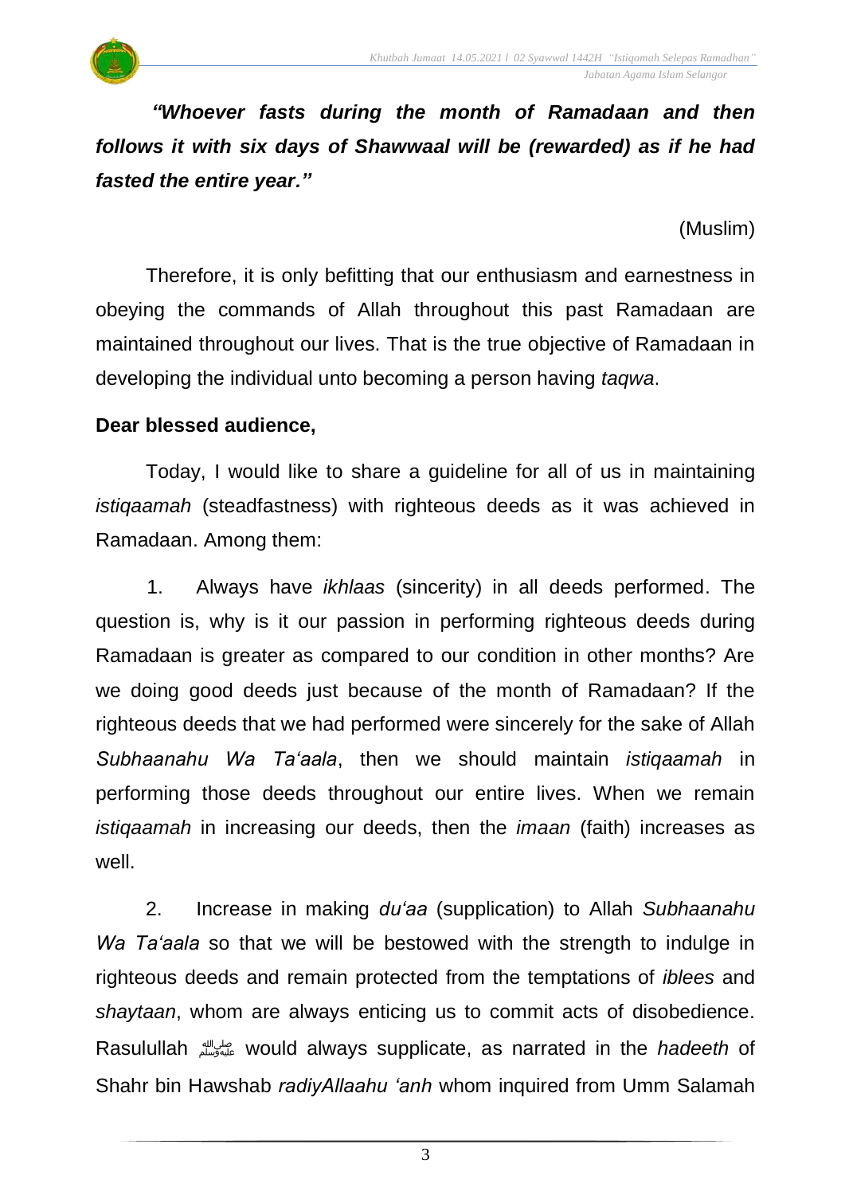*"Whoever fasts during the month of Ramadaan and then follows it with six days of Shawwaal will be (rewarded) as if he had fasted the entire year."*

(Muslim)

Therefore, it is only befitting that our enthusiasm and earnestness in obeying the commands of Allah throughout this past Ramadaan are maintained throughout our lives. That is the true objective of Ramadaan in developing the individual unto becoming a person having *taqwa*.

**Dear blessed audience,**

Today, I would like to share a guideline for all of us in maintaining *istiqaamah* (steadfastness) with righteous deeds as it was achieved in Ramadaan. Among them:

1. Always have *ikhlaas* (sincerity) in all deeds performed. The question is, why is it our passion in performing righteous deeds during Ramadaan is greater as compared to our condition in other months? Are we doing good deeds just because of the month of Ramadaan? If the righteous deeds that we had performed were sincerely for the sake of Allah *Subhaanahu Wa Ta'aala*, then we should maintain *istiqaamah* in performing those deeds throughout our entire lives. When we remain *istiqaamah* in increasing our deeds, then the *imaan* (faith) increases as well.

2. Increase in making *du'aa* (supplication) to Allah *Subhaanahu Wa Ta'aala* so that we will be bestowed with the strength to indulge in righteous deeds and remain protected from the temptations of *iblees* and *shaytaan*, whom are always enticing us to commit acts of disobedience. Rasulullah ﷺ would always supplicate, as narrated in the *hadeeth* of Shahr bin Hawshab *radiyAllaahu 'anh* whom inquired from Umm Salamah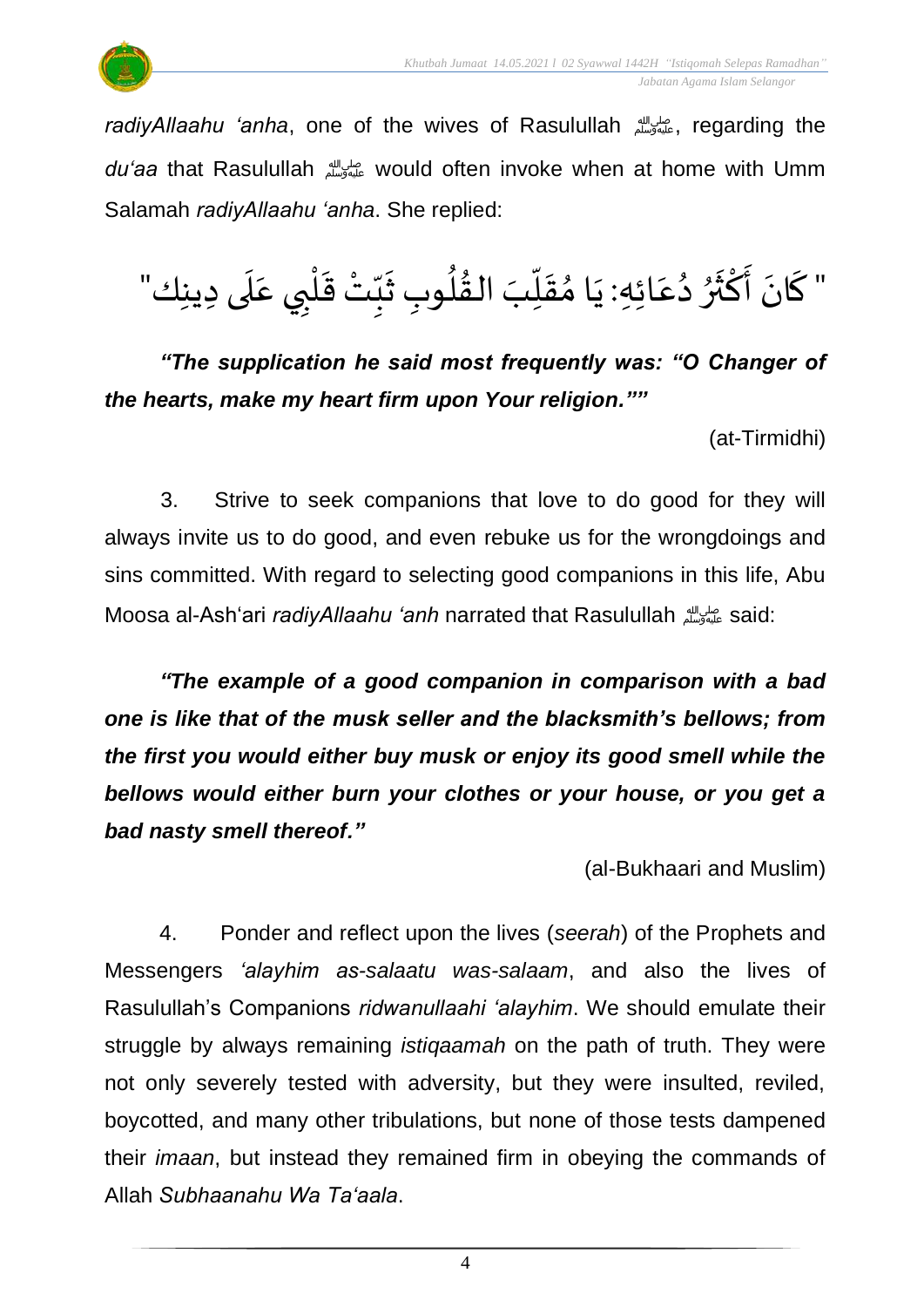*radiyAllaahu 'anha*, one of the wives of Rasulullah ﷺ, regarding the *du'aa* that Rasulullah ﷺ would often invoke when at home with Umm Salamah *radiyAllaahu 'anha*. She replied:

" كَانَ أَكْثَرُ دُعَائِهِ: يَا مُقَلِّبَ الْقُلُوبِ ثَبِّتْ قَلْبِي عَلَى دِينِك"

***"The supplication he said most frequently was: "O Changer of the hearts, make my heart firm upon Your religion.""***

(at-Tirmidhi)

3. Strive to seek companions that love to do good for they will always invite us to do good, and even rebuke us for the wrongdoings and sins committed. With regard to selecting good companions in this life, Abu Moosa al-Ash'ari *radiyAllaahu 'anh* narrated that Rasulullah ﷺ said:

***"The example of a good companion in comparison with a bad one is like that of the musk seller and the blacksmith's bellows; from the first you would either buy musk or enjoy its good smell while the bellows would either burn your clothes or your house, or you get a bad nasty smell thereof."***

(al-Bukhaari and Muslim)

4. Ponder and reflect upon the lives (*seerah*) of the Prophets and Messengers *'alayhim as-salaatu was-salaam*, and also the lives of Rasulullah's Companions *ridwanullaahi 'alayhim*. We should emulate their struggle by always remaining *istiqaamah* on the path of truth. They were not only severely tested with adversity, but they were insulted, reviled, boycotted, and many other tribulations, but none of those tests dampened their *imaan*, but instead they remained firm in obeying the commands of Allah *Subhaanahu Wa Ta'aala*.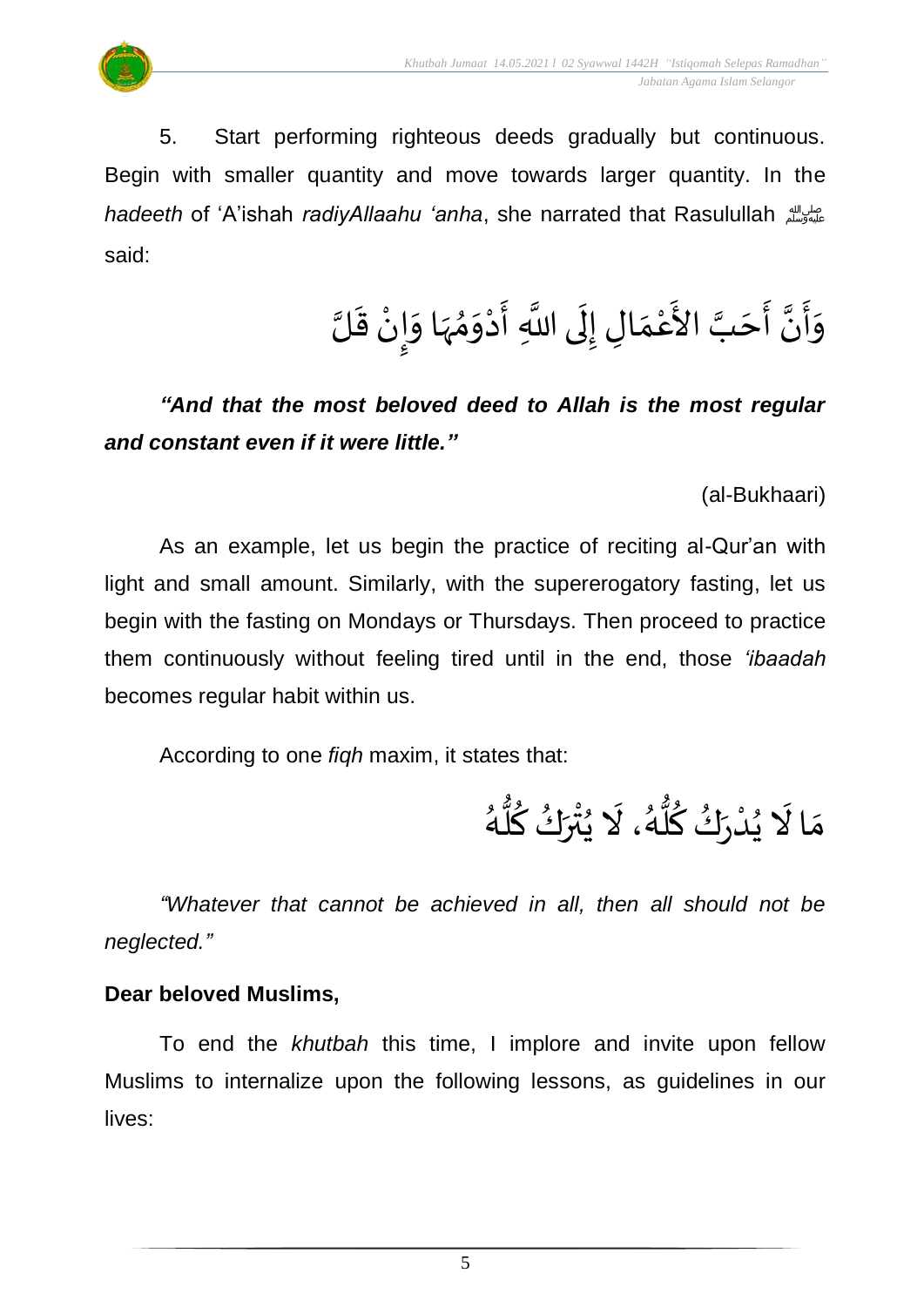5. Start performing righteous deeds gradually but continuous. Begin with smaller quantity and move towards larger quantity. In the *hadeeth* of 'A'ishah *radiyAllaahu 'anha*, she narrated that Rasulullah ﷺ said:

وَأَنَّ أَحَبَّ الأَعْمَالِ إِلَى اللَّهِ أَدْوَمُهَا وَإِنْ قَلَّ

***"And that the most beloved deed to Allah is the most regular and constant even if it were little."***

(al-Bukhaari)

As an example, let us begin the practice of reciting al-Qur'an with light and small amount. Similarly, with the supererogatory fasting, let us begin with the fasting on Mondays or Thursdays. Then proceed to practice them continuously without feeling tired until in the end, those *'ibaadah* becomes regular habit within us.

According to one *fiqh* maxim, it states that:

مَا لَا يُدْرَكُ كُلُّهُ، لَا يُتْرَكُ كُلُّهُ

*"Whatever that cannot be achieved in all, then all should not be neglected."*

**Dear beloved Muslims,**

To end the *khutbah* this time, I implore and invite upon fellow Muslims to internalize upon the following lessons, as guidelines in our lives: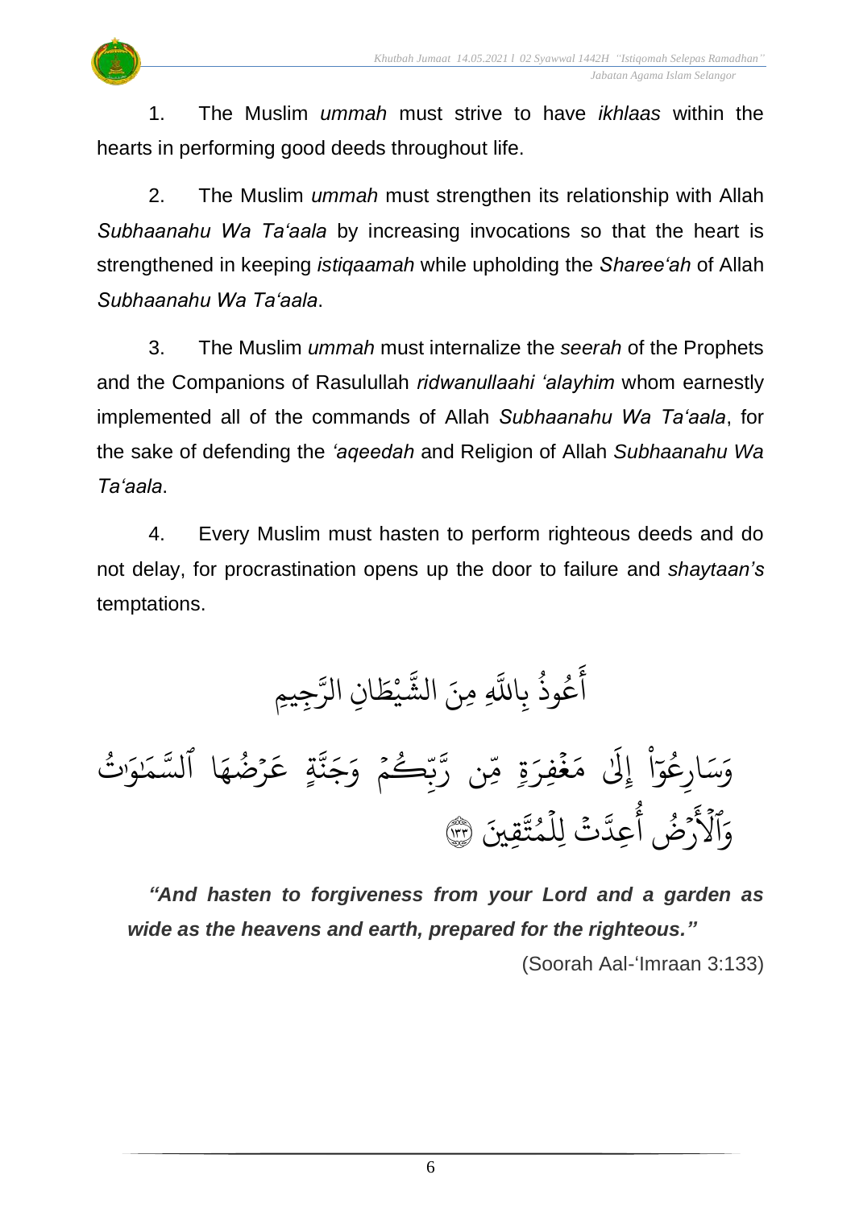1. The Muslim *ummah* must strive to have *ikhlaas* within the hearts in performing good deeds throughout life.

2. The Muslim *ummah* must strengthen its relationship with Allah *Subhaanahu Wa Ta'aala* by increasing invocations so that the heart is strengthened in keeping *istiqaamah* while upholding the *Sharee'ah* of Allah *Subhaanahu Wa Ta'aala*.

3. The Muslim *ummah* must internalize the *seerah* of the Prophets and the Companions of Rasulullah *ridwanullaahi 'alayhim* whom earnestly implemented all of the commands of Allah *Subhaanahu Wa Ta'aala*, for the sake of defending the *'aqeedah* and Religion of Allah *Subhaanahu Wa Ta'aala*.

4. Every Muslim must hasten to perform righteous deeds and do not delay, for procrastination opens up the door to failure and *shaytaan's* temptations.

أَعُوذُ بِاللَّهِ مِنَ الشَّيْطَانِ الرَّجِيمِ

وَسَارِعُوٓاْ إِلَىٰ مَغۡفِرَةٖ مِّن رَّبِّكُمۡ وَجَنَّةٍ عَرۡضُهَا ٱلسَّمَٰوَٰتُ وَٱلۡأَرۡضُ أُعِدَّتۡ لِلۡمُتَّقِينَ ١٣٣

***"And hasten to forgiveness from your Lord and a garden as wide as the heavens and earth, prepared for the righteous."***

(Soorah Aal-'Imraan 3:133)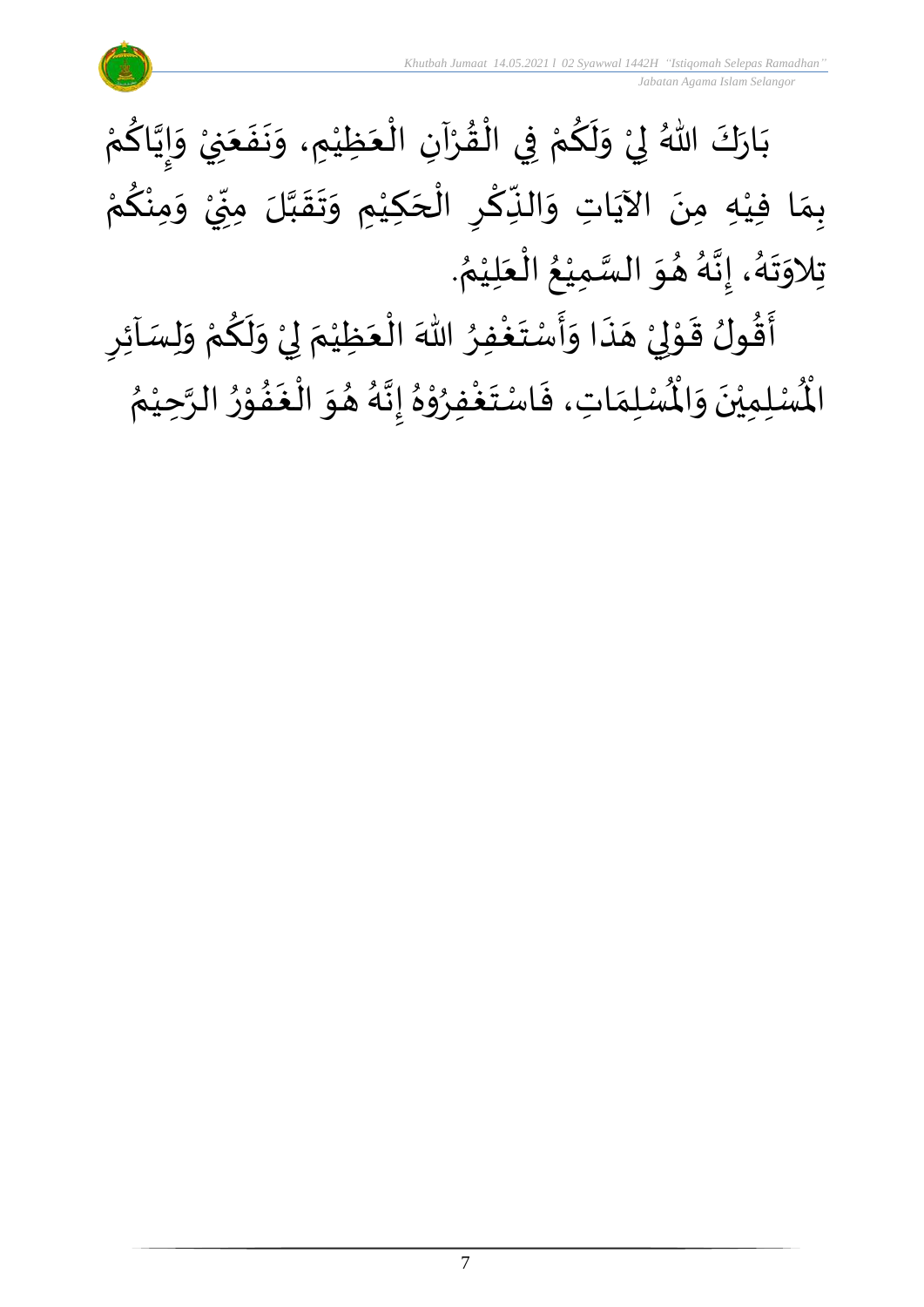بَارَكَ اللهُ لِيْ وَلَكُمْ فِي الْقُرْآنِ الْعَظِيْمِ، وَنَفَعَنِيْ وَإِيَّاكُمْ بِمَا فِيْهِ مِنَ الآيَاتِ وَالذِّكْرِ الْحَكِيْمِ وَتَقَبَّلَ مِنِّيْ وَمِنْكُمْ تِلاوَتَهُ، إِنَّهُ هُوَ السَّمِيْعُ الْعَلِيْمُ.

أَقُولُ قَوْلِيْ هَذَا وَأَسْتَغْفِرُ اللهَ الْعَظِيْمَ لِيْ وَلَكُمْ وَلِسَآئِرِ الْمُسْلِمِيْنَ وَالْمُسْلِمَاتِ، فَاسْتَغْفِرُوْهُ إِنَّهُ هُوَ الْغَفُوْرُ الرَّحِيْمُ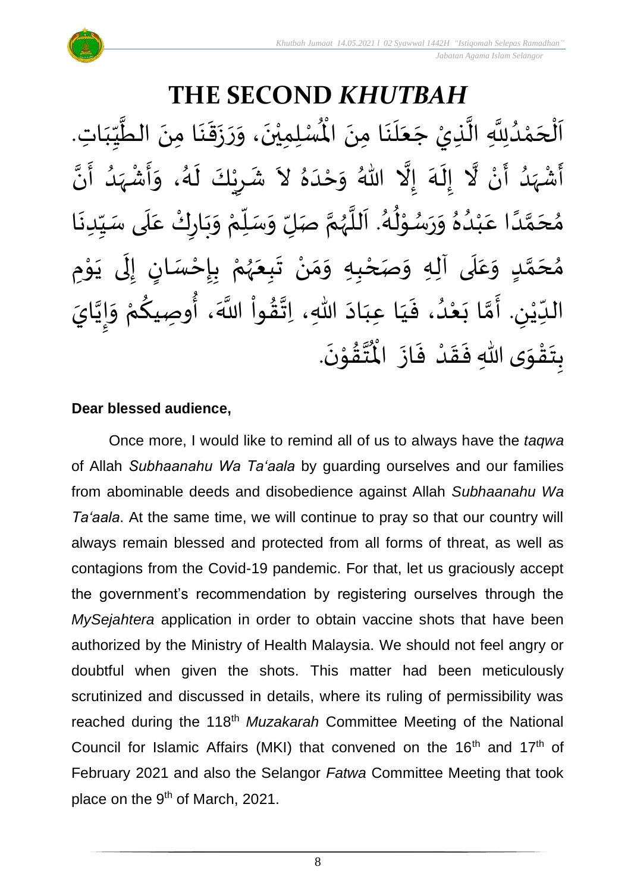# THE SECOND *KHUTBAH*

اَلْحَمْدُلِلَّهِ الَّذِيْ جَعَلَنَا مِنَ الْمُسْلِمِيْنَ، وَرَزَقَنَا مِنَ الطَّيِّبَاتِ. أَشْهَدُ أَنْ لَّا إِلَهَ إِلَّا اللهُ وَحْدَهُ لاَ شَرِيْكَ لَهُ، وَأَشْهَدُ أَنَّ مُحَمَّدًا عَبْدُهُ وَرَسُوْلُهُ. اَللَّهُمَّ صَلِّ وَسَلِّمْ وَبَارِكْ عَلَى سَيِّدِنَا مُحَمَّدٍ وَعَلَى آلِهِ وَصَحْبِهِ وَمَنْ تَبِعَهُمْ بِإِحْسَانٍ إِلَى يَوْمِ الدِّيْنِ. أَمَّا بَعْدُ، فَيَا عِبَادَ اللهِ، اِتَّقُواْ اللَّهَ، أُوصِيكُمْ وَإِيَّايَ بِتَقْوَى اللهِ فَقَدْ فَازَ الْمُتَّقُوْنَ.

**Dear blessed audience,**

Once more, I would like to remind all of us to always have the *taqwa* of Allah *Subhaanahu Wa Ta'aala* by guarding ourselves and our families from abominable deeds and disobedience against Allah *Subhaanahu Wa Ta'aala*. At the same time, we will continue to pray so that our country will always remain blessed and protected from all forms of threat, as well as contagions from the Covid-19 pandemic. For that, let us graciously accept the government's recommendation by registering ourselves through the *MySejahtera* application in order to obtain vaccine shots that have been authorized by the Ministry of Health Malaysia. We should not feel angry or doubtful when given the shots. This matter had been meticulously scrutinized and discussed in details, where its ruling of permissibility was reached during the 118th *Muzakarah* Committee Meeting of the National Council for Islamic Affairs (MKI) that convened on the 16th and 17th of February 2021 and also the Selangor *Fatwa* Committee Meeting that took place on the 9th of March, 2021.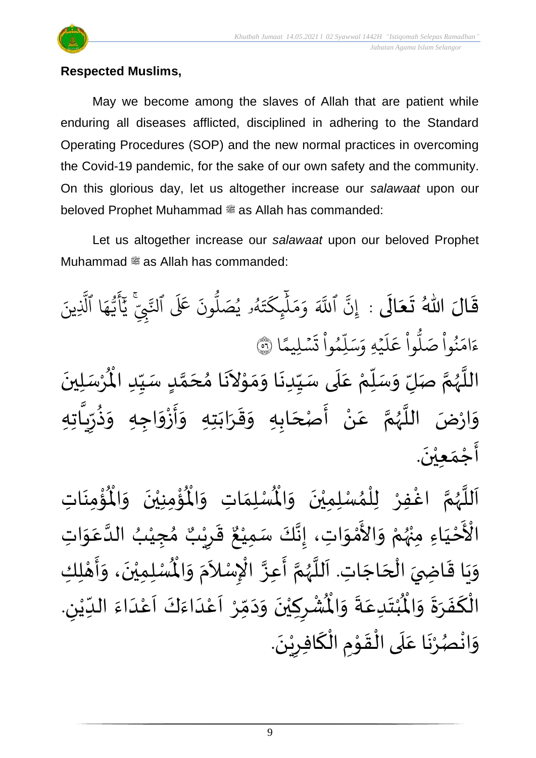**Respected Muslims,**

May we become among the slaves of Allah that are patient while enduring all diseases afflicted, disciplined in adhering to the Standard Operating Procedures (SOP) and the new normal practices in overcoming the Covid-19 pandemic, for the sake of our own safety and the community. On this glorious day, let us altogether increase our *salawaat* upon our beloved Prophet Muhammad ﷺ as Allah has commanded:

Let us altogether increase our *salawaat* upon our beloved Prophet Muhammad ﷺ as Allah has commanded:

قَالَ اللهُ تَعَالَى : إِنَّ ٱللَّهَ وَمَلَٰٓئِكَتَهُۥ يُصَلُّونَ عَلَى ٱلنَّبِيِّۚ يَٰٓأَيُّهَا ٱلَّذِينَ ءَامَنُواْ صَلُّواْ عَلَيۡهِ وَسَلِّمُواْ تَسۡلِيمًا ﴿٥٦﴾

اللَّهُمَّ صَلِّ وَسَلِّمْ عَلَى سَيِّدِنَا وَمَوْلاَنَا مُحَمَّدٍ سَيِّدِ الْمُرْسَلِينَ وَارْضَ اللَّهُمَّ عَنْ أَصْحَابِهِ وَقَرَابَتِهِ وَأَزْوَاجِهِ وَذُرِّيَّاتِهِ أَجْمَعِيْنَ.

اَللَّهُمَّ اغْفِرْ لِلْمُسْلِمِيْنَ وَالْمُسْلِمَاتِ وَالْمُؤْمِنِيْنَ وَالْمُؤْمِنَاتِ الْأَحْيَاءِ مِنْهُمْ وَالأَمْوَاتِ، إِنَّكَ سَمِيْعٌ قَرِيْبٌ مُجِيْبُ الدَّعَوَاتِ وَيَا قَاضِيَ الْحَاجَاتِ. اَللَّهُمَّ أَعِزَّ الإِسْلاَمَ وَالْمُسْلِمِيْنَ، وَأَهْلِكِ الْكَفَرَةَ وَالْمُبْتَدِعَةَ وَالْمُشْرِكِيْنَ وَدَمِّرْ اَعْدَاءَكَ اَعْدَاءَ الدِّيْنِ. وَانْصُرْنَا عَلَى الْقَوْمِ الْكَافِرِيْنَ.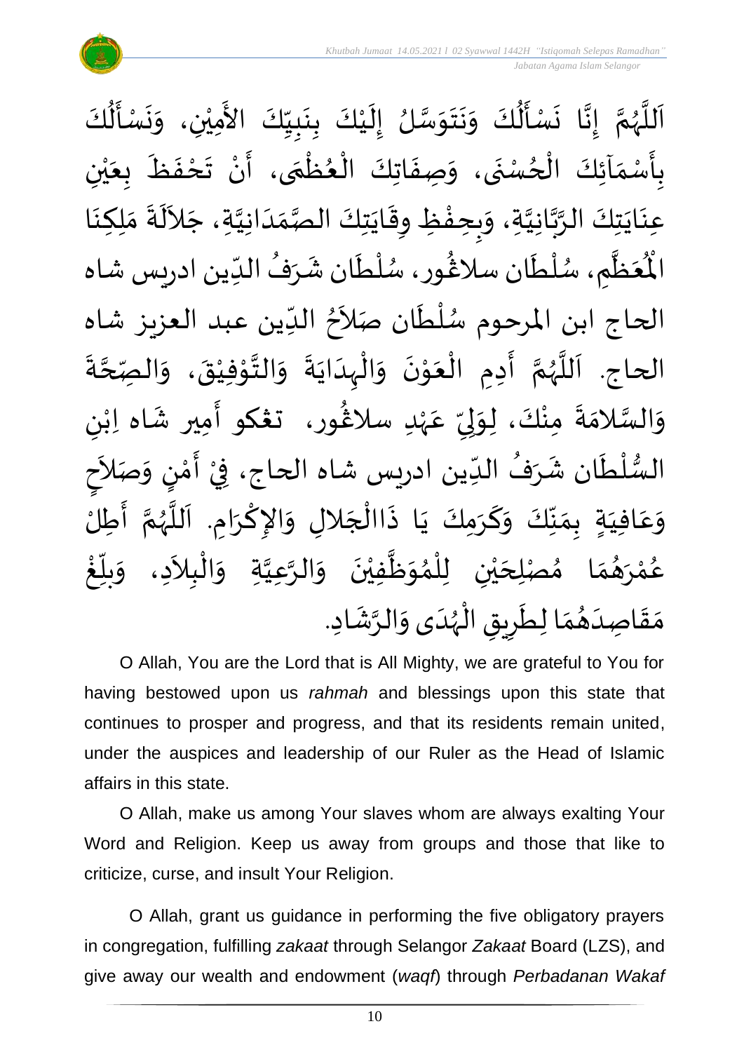اَللَّهُمَّ إِنَّا نَسْأَلُكَ وَنَتَوَسَّلُ إِلَيْكَ بِنَبِيِّكَ الأَمِيْنِ، وَنَسْأَلُكَ بِأَسْمَآئِكَ الْحُسْنَى، وَصِفَاتِكَ الْعُظْمَى، أَنْ تَحْفَظَ بِعَيْنِ عِنَايَتِكَ الرَّبَّانِيَّةِ، وَبِحِفْظِ وِقَايَتِكَ الصَّمَدَانِيَّةِ، جَلاَلَةَ مَلِكِنَا الْمُعَظَّمِ، سُلْطَان سلاڠُور، سُلْطَان شَرَفُ الدِّين ادريس شاه الحاج ابن المرحوم سُلْطَان صَلاَحُ الدِّين عبد العزيز شاه الحاج. اَللَّهُمَّ أَدِمِ الْعَوْنَ وَالْهِدَايَةَ وَالتَّوْفِيْقَ، وَالصِّحَّةَ وَالسَّلامَةَ مِنْكَ، لِوَلِيِّ عَهْدِ سلاڠُور، تڠكو أَمِير شَاه اِبْنِ السُّلْطَان شَرَفُ الدِّين ادريس شاه الحاج، فِيْ أَمْنٍ وَصَلاَحٍ وَعَافِيَةٍ بِمَنِّكَ وَكَرَمِكَ يَا ذَاالْجَلالِ وَالإِكْرَامِ. اَللَّهُمَّ أَطِلْ عُمْرَهُمَا مُصْلِحَيْنِ لِلْمُوَظَّفِيْنَ وَالرَّعِيَّةِ وَالْبِلاَدِ، وَبَلِّغْ مَقَاصِدَهُمَا لِطَرِيقِ الْهُدَى وَالرَّشَادِ.

O Allah, You are the Lord that is All Mighty, we are grateful to You for having bestowed upon us *rahmah* and blessings upon this state that continues to prosper and progress, and that its residents remain united, under the auspices and leadership of our Ruler as the Head of Islamic affairs in this state.

O Allah, make us among Your slaves whom are always exalting Your Word and Religion. Keep us away from groups and those that like to criticize, curse, and insult Your Religion.

O Allah, grant us guidance in performing the five obligatory prayers in congregation, fulfilling *zakaat* through Selangor *Zakaat* Board (LZS), and give away our wealth and endowment (*waqf*) through *Perbadanan Wakaf*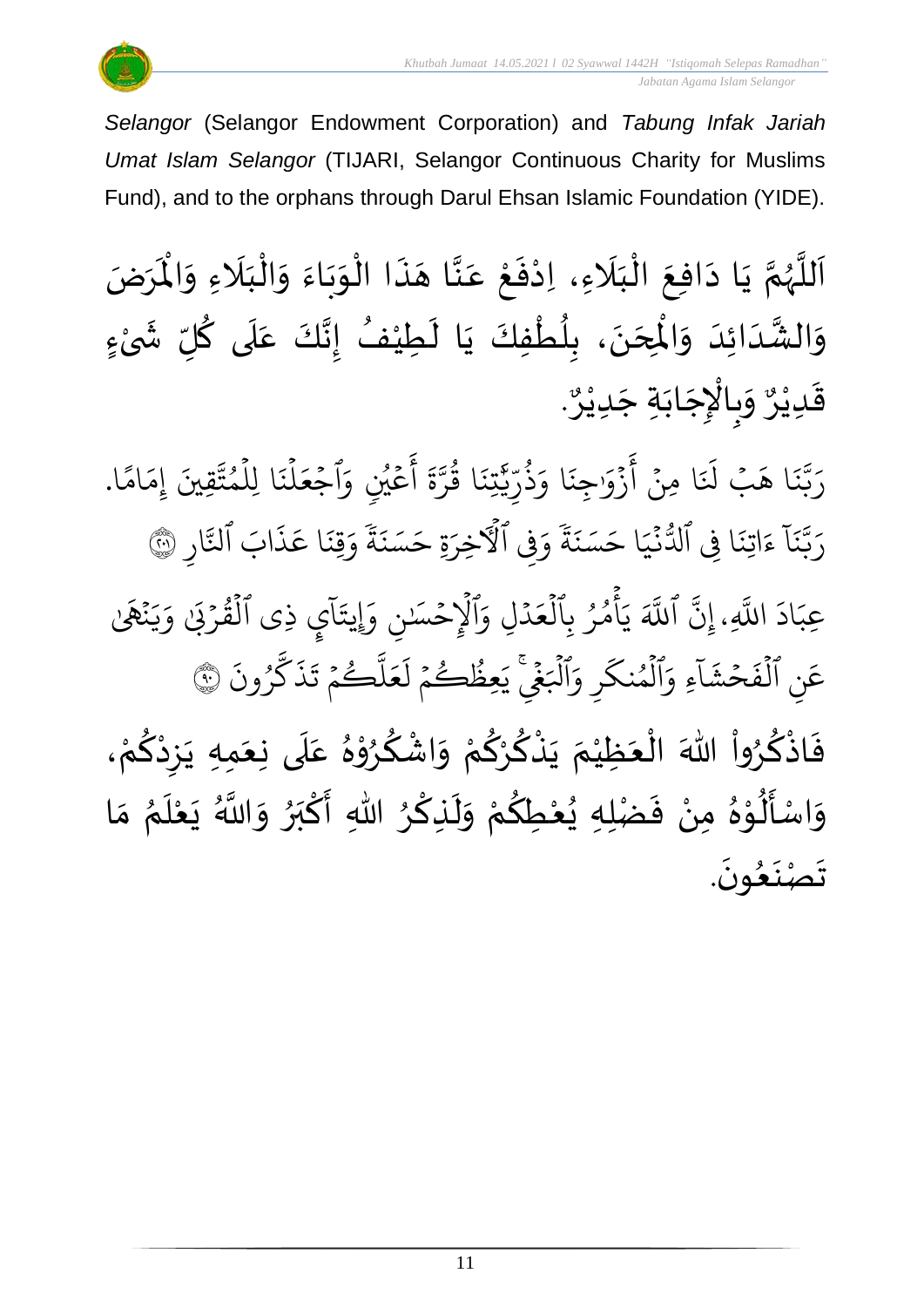*Selangor* (Selangor Endowment Corporation) and *Tabung Infak Jariah Umat Islam Selangor* (TIJARI, Selangor Continuous Charity for Muslims Fund), and to the orphans through Darul Ehsan Islamic Foundation (YIDE).

اَللَّهُمَّ يَا دَافِعَ الْبَلَاءِ، اِدْفَعْ عَنَّا هَذَا الْوَبَاءَ وَالْبَلَاءِ وَالْمَرَضَ وَالشَّدَائِدَ وَالْمِحَنَ، بِلُطْفِكَ يَا لَطِيْفُ إِنَّكَ عَلَى كُلِّ شَيْءٍ قَدِيْرٌ وَبِالْإِجَابَةِ جَدِيْرٌ.

رَبَّنَا هَبْ لَنَا مِنْ أَزْوَاجِنَا وَذُرِّيَّتِنَا قُرَّةَ أَعْيُنٍ وَاجْعَلْنَا لِلْمُتَّقِينَ إِمَامًا. رَبَّنَآ ءَاتِنَا فِي ٱلدُّنْيَا حَسَنَةً وَفِي ٱلْآخِرَةِ حَسَنَةً وَقِنَا عَذَابَ ٱلنَّارِ ۝٢٠١

عِبَادَ اللَّهِ، إِنَّ ٱللَّهَ يَأْمُرُ بِٱلْعَدْلِ وَٱلْإِحْسَٰنِ وَإِيتَآيِٕ ذِى ٱلْقُرْبَىٰ وَيَنْهَىٰ عَنِ ٱلْفَحْشَآءِ وَٱلْمُنكَرِ وَٱلْبَغْىِ ۚ يَعِظُكُمْ لَعَلَّكُمْ تَذَكَّرُونَ ۝٩٠

فَاذْكُرُواْ اللهَ الْعَظِيْمَ يَذْكُرْكُمْ وَاشْكُرُوْهُ عَلَى نِعَمِهِ يَزِدْكُمْ، وَاسْأَلُوْهُ مِنْ فَضْلِهِ يُعْطِكُمْ وَلَذِكْرُ اللهِ أَكْبَرُ وَاللَّهُ يَعْلَمُ مَا تَصْنَعُونَ.